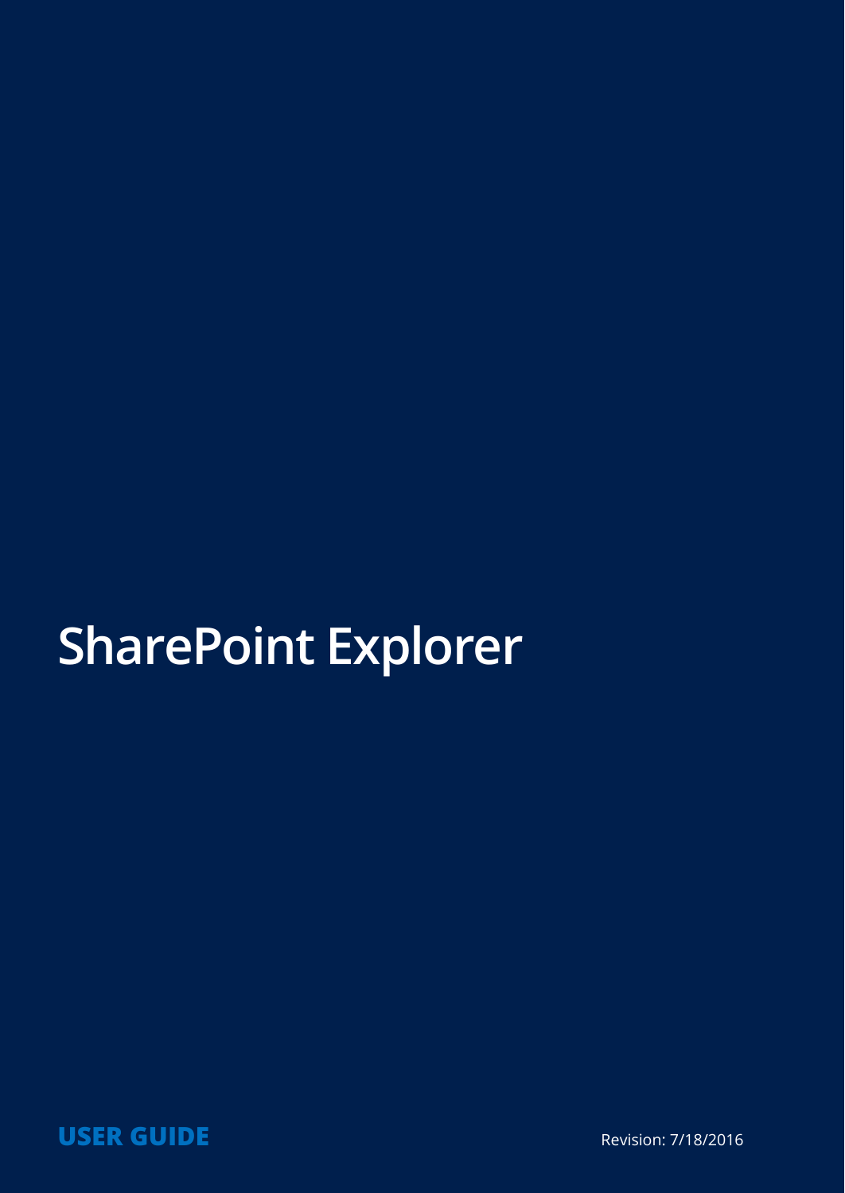# SharePoint Explorer

**USER GUIDE**

Revision: 7/18/2016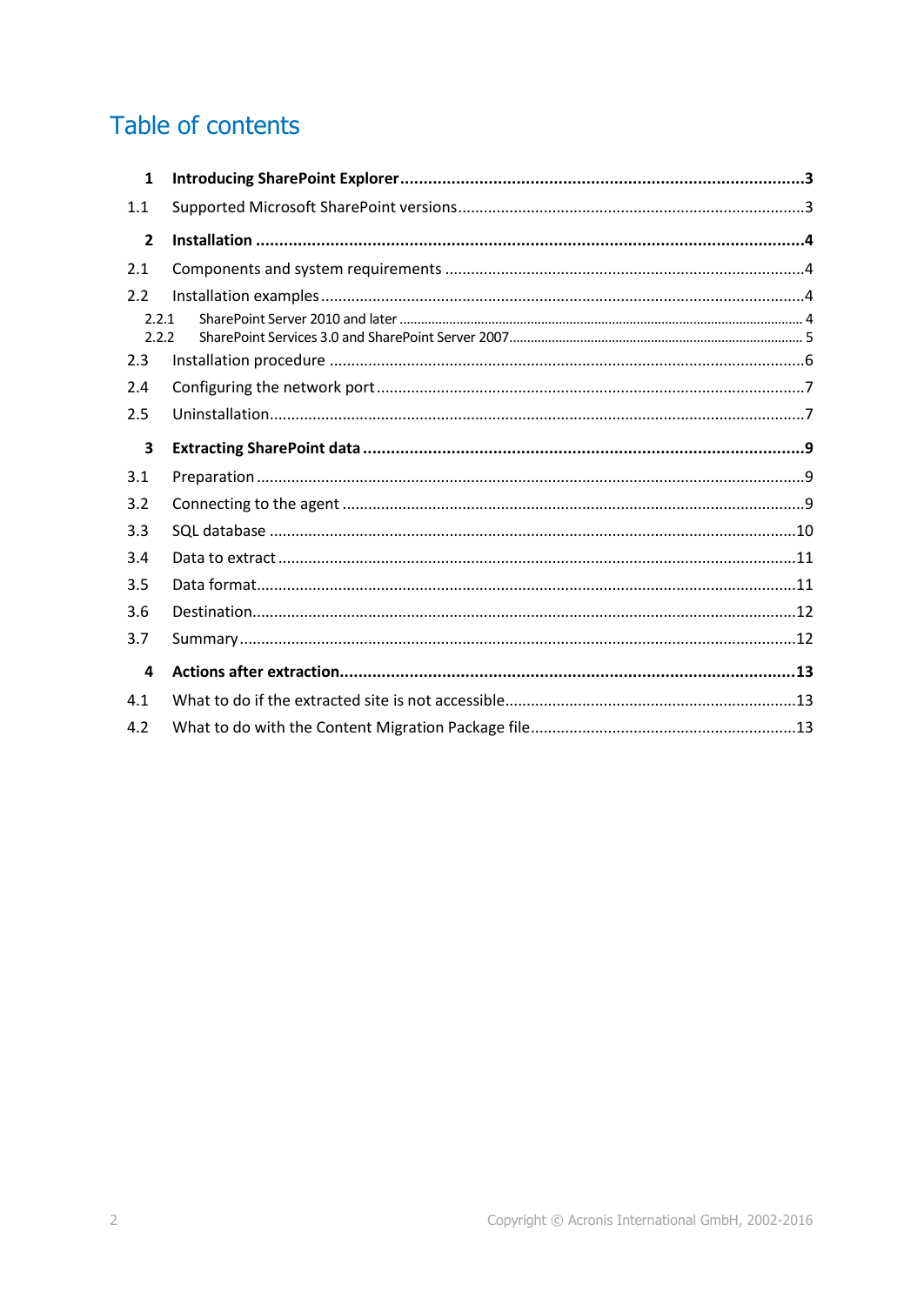# Table of contents

**1 Introducing SharePoint Explorer ........ 3**

1.1 Supported Microsoft SharePoint versions ........ 3

**2 Installation ........ 4**

2.1 Components and system requirements ........ 4

2.2 Installation examples ........ 4

2.2.1 SharePoint Server 2010 and later ........ 4

2.2.2 SharePoint Services 3.0 and SharePoint Server 2007 ........ 5

2.3 Installation procedure ........ 6

2.4 Configuring the network port ........ 7

2.5 Uninstallation ........ 7

**3 Extracting SharePoint data ........ 9**

3.1 Preparation ........ 9

3.2 Connecting to the agent ........ 9

3.3 SQL database ........ 10

3.4 Data to extract ........ 11

3.5 Data format ........ 11

3.6 Destination ........ 12

3.7 Summary ........ 12

**4 Actions after extraction ........ 13**

4.1 What to do if the extracted site is not accessible ........ 13

4.2 What to do with the Content Migration Package file ........ 13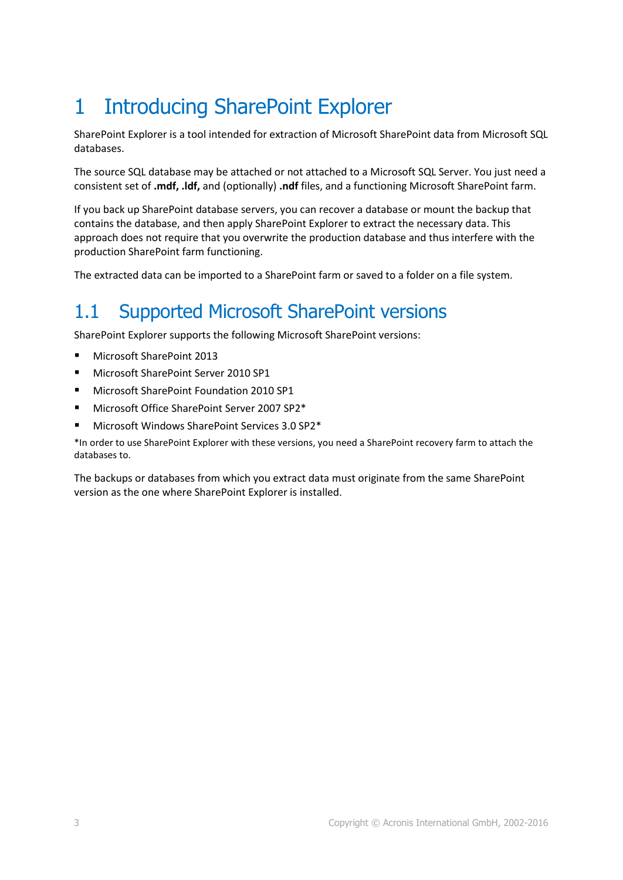# 1 Introducing SharePoint Explorer

SharePoint Explorer is a tool intended for extraction of Microsoft SharePoint data from Microsoft SQL databases.

The source SQL database may be attached or not attached to a Microsoft SQL Server. You just need a consistent set of **.mdf, .ldf,** and (optionally) **.ndf** files, and a functioning Microsoft SharePoint farm.

If you back up SharePoint database servers, you can recover a database or mount the backup that contains the database, and then apply SharePoint Explorer to extract the necessary data. This approach does not require that you overwrite the production database and thus interfere with the production SharePoint farm functioning.

The extracted data can be imported to a SharePoint farm or saved to a folder on a file system.

## 1.1 Supported Microsoft SharePoint versions

SharePoint Explorer supports the following Microsoft SharePoint versions:

- Microsoft SharePoint 2013
- Microsoft SharePoint Server 2010 SP1
- Microsoft SharePoint Foundation 2010 SP1
- Microsoft Office SharePoint Server 2007 SP2*
- Microsoft Windows SharePoint Services 3.0 SP2*

*In order to use SharePoint Explorer with these versions, you need a SharePoint recovery farm to attach the databases to.

The backups or databases from which you extract data must originate from the same SharePoint version as the one where SharePoint Explorer is installed.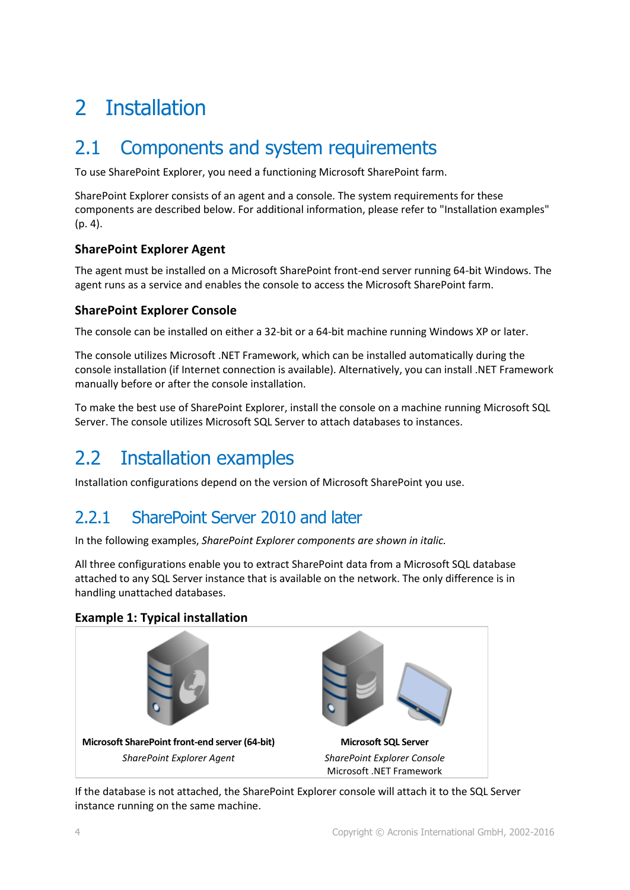# 2 Installation

## 2.1 Components and system requirements

To use SharePoint Explorer, you need a functioning Microsoft SharePoint farm.

SharePoint Explorer consists of an agent and a console. The system requirements for these components are described below. For additional information, please refer to "Installation examples" (p. 4).

### SharePoint Explorer Agent

The agent must be installed on a Microsoft SharePoint front-end server running 64-bit Windows. The agent runs as a service and enables the console to access the Microsoft SharePoint farm.

### SharePoint Explorer Console

The console can be installed on either a 32-bit or a 64-bit machine running Windows XP or later.

The console utilizes Microsoft .NET Framework, which can be installed automatically during the console installation (if Internet connection is available). Alternatively, you can install .NET Framework manually before or after the console installation.

To make the best use of SharePoint Explorer, install the console on a machine running Microsoft SQL Server. The console utilizes Microsoft SQL Server to attach databases to instances.

## 2.2 Installation examples

Installation configurations depend on the version of Microsoft SharePoint you use.

### 2.2.1 SharePoint Server 2010 and later

In the following examples, *SharePoint Explorer components are shown in italic.*

All three configurations enable you to extract SharePoint data from a Microsoft SQL database attached to any SQL Server instance that is available on the network. The only difference is in handling unattached databases.

**Example 1: Typical installation**

| **Microsoft SharePoint front-end server (64-bit)** | **Microsoft SQL Server** |
|---|---|
| *SharePoint Explorer Agent* | *SharePoint Explorer Console*<br>Microsoft .NET Framework |

If the database is not attached, the SharePoint Explorer console will attach it to the SQL Server instance running on the same machine.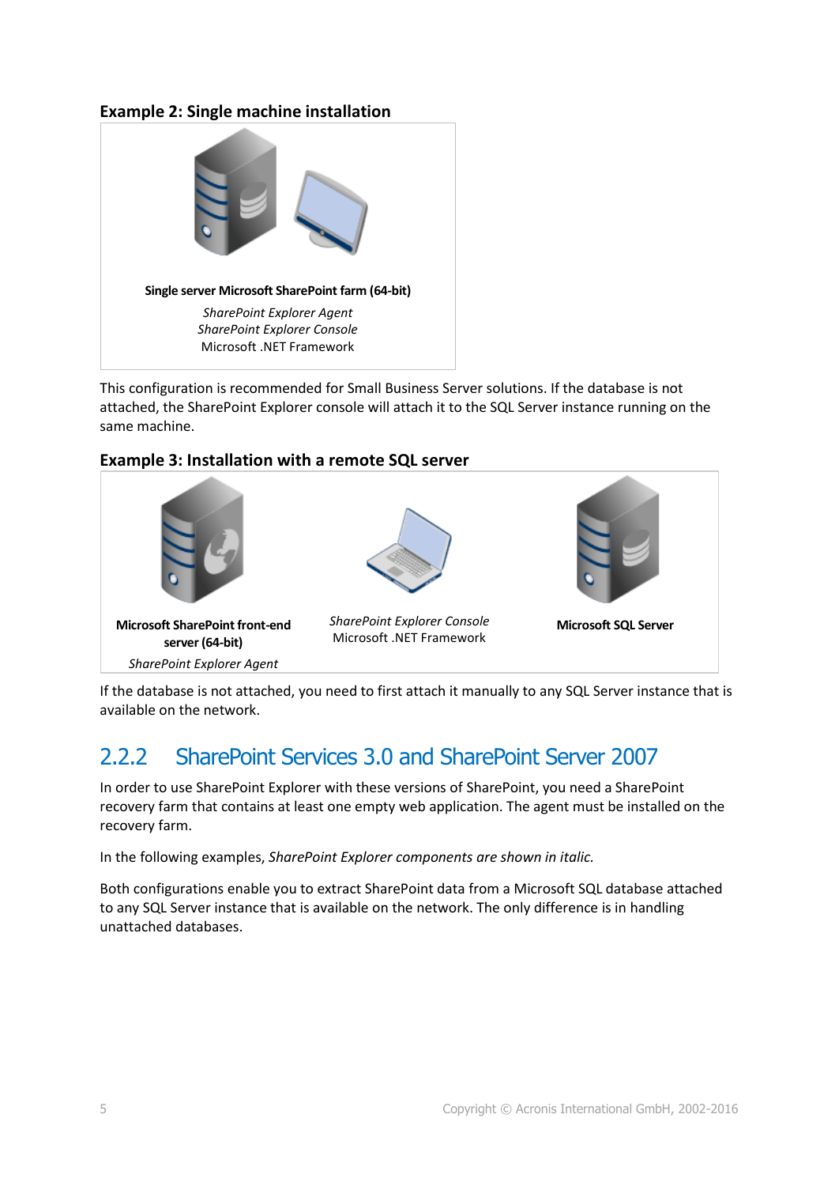**Example 2: Single machine installation**

**Single server Microsoft SharePoint farm (64-bit)**

*SharePoint Explorer Agent*
*SharePoint Explorer Console*
Microsoft .NET Framework

This configuration is recommended for Small Business Server solutions. If the database is not attached, the SharePoint Explorer console will attach it to the SQL Server instance running on the same machine.

**Example 3: Installation with a remote SQL server**

**Microsoft SharePoint front-end server (64-bit)**

*SharePoint Explorer Agent*

*SharePoint Explorer Console*
Microsoft .NET Framework

**Microsoft SQL Server**

If the database is not attached, you need to first attach it manually to any SQL Server instance that is available on the network.

## 2.2.2 SharePoint Services 3.0 and SharePoint Server 2007

In order to use SharePoint Explorer with these versions of SharePoint, you need a SharePoint recovery farm that contains at least one empty web application. The agent must be installed on the recovery farm.

In the following examples, *SharePoint Explorer components are shown in italic.*

Both configurations enable you to extract SharePoint data from a Microsoft SQL database attached to any SQL Server instance that is available on the network. The only difference is in handling unattached databases.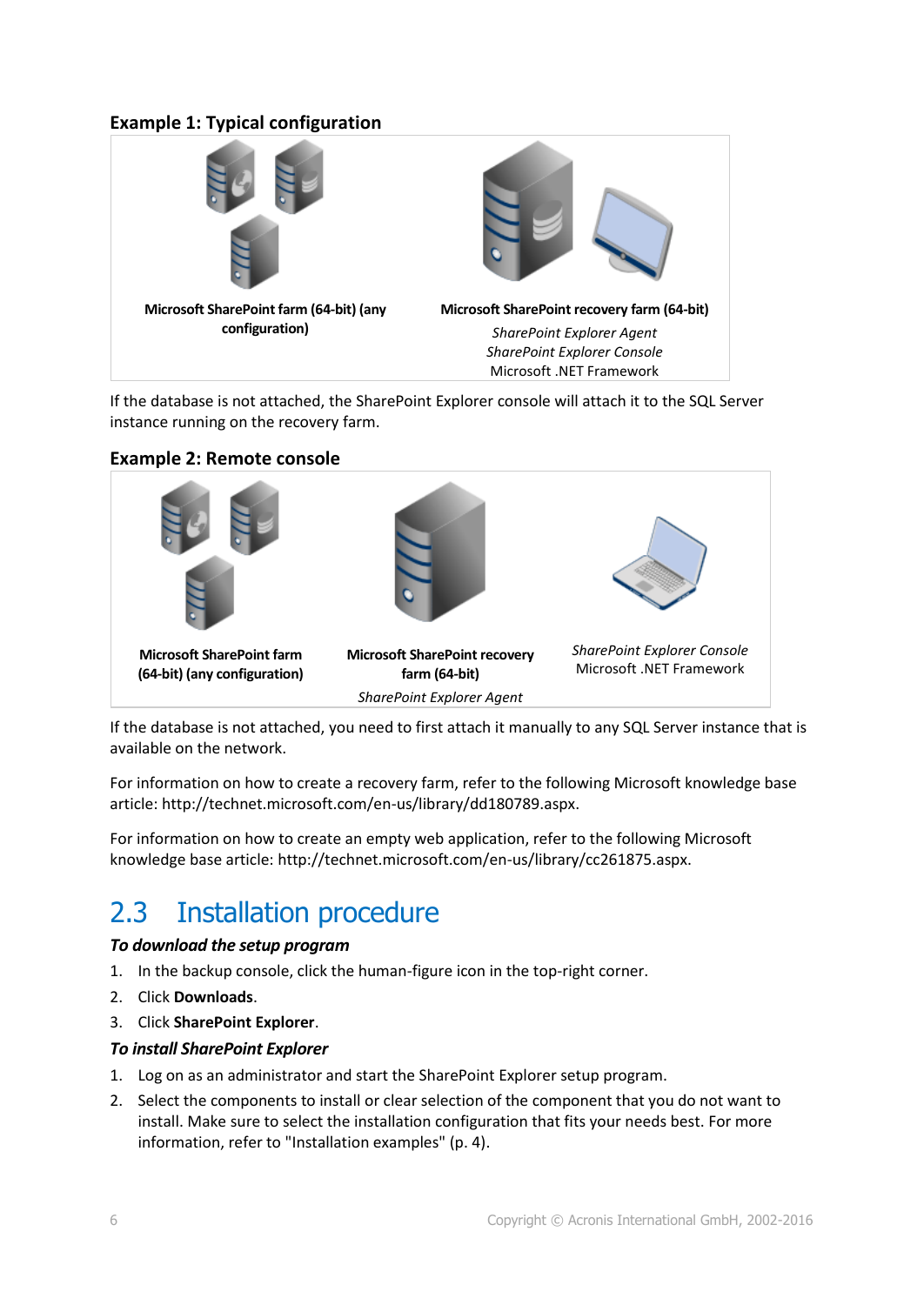### Example 1: Typical configuration

| Microsoft SharePoint farm (64-bit) (any configuration) | Microsoft SharePoint recovery farm (64-bit) |
|---|---|
| | *SharePoint Explorer Agent*<br>*SharePoint Explorer Console*<br>Microsoft .NET Framework |

If the database is not attached, the SharePoint Explorer console will attach it to the SQL Server instance running on the recovery farm.

### Example 2: Remote console

| Microsoft SharePoint farm (64-bit) (any configuration) | Microsoft SharePoint recovery farm (64-bit) | *SharePoint Explorer Console*<br>Microsoft .NET Framework |
|---|---|---|
| | *SharePoint Explorer Agent* | |

If the database is not attached, you need to first attach it manually to any SQL Server instance that is available on the network.

For information on how to create a recovery farm, refer to the following Microsoft knowledge base article: http://technet.microsoft.com/en-us/library/dd180789.aspx.

For information on how to create an empty web application, refer to the following Microsoft knowledge base article: http://technet.microsoft.com/en-us/library/cc261875.aspx.

## 2.3 Installation procedure

***To download the setup program***

1. In the backup console, click the human-figure icon in the top-right corner.
2. Click **Downloads**.
3. Click **SharePoint Explorer**.

***To install SharePoint Explorer***

1. Log on as an administrator and start the SharePoint Explorer setup program.
2. Select the components to install or clear selection of the component that you do not want to install. Make sure to select the installation configuration that fits your needs best. For more information, refer to "Installation examples" (p. 4).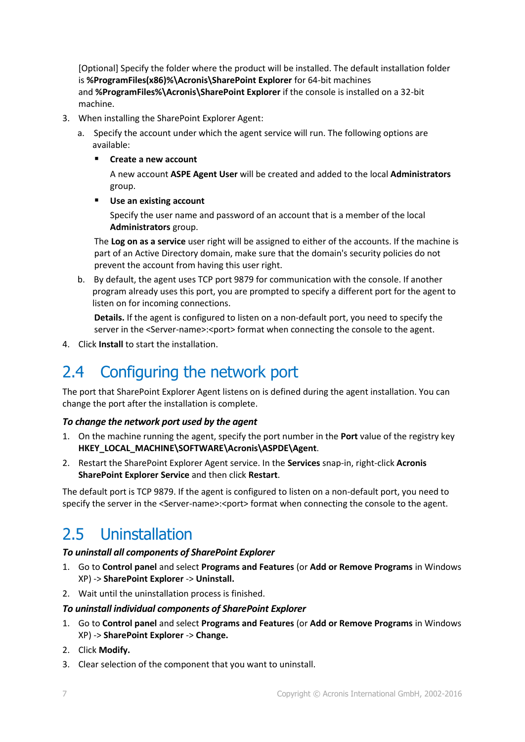[Optional] Specify the folder where the product will be installed. The default installation folder is **%ProgramFiles(x86)%\Acronis\SharePoint Explorer** for 64-bit machines and **%ProgramFiles%\Acronis\SharePoint Explorer** if the console is installed on a 32-bit machine.

3. When installing the SharePoint Explorer Agent:
   a. Specify the account under which the agent service will run. The following options are available:
      - **Create a new account**

        A new account **ASPE Agent User** will be created and added to the local **Administrators** group.
      - **Use an existing account**

        Specify the user name and password of an account that is a member of the local **Administrators** group.

      The **Log on as a service** user right will be assigned to either of the accounts. If the machine is part of an Active Directory domain, make sure that the domain's security policies do not prevent the account from having this user right.
   b. By default, the agent uses TCP port 9879 for communication with the console. If another program already uses this port, you are prompted to specify a different port for the agent to listen on for incoming connections.

      **Details.** If the agent is configured to listen on a non-default port, you need to specify the server in the <Server-name>:<port> format when connecting the console to the agent.
4. Click **Install** to start the installation.

## 2.4 Configuring the network port

The port that SharePoint Explorer Agent listens on is defined during the agent installation. You can change the port after the installation is complete.

***To change the network port used by the agent***

1. On the machine running the agent, specify the port number in the **Port** value of the registry key **HKEY_LOCAL_MACHINE\SOFTWARE\Acronis\ASPDE\Agent**.
2. Restart the SharePoint Explorer Agent service. In the **Services** snap-in, right-click **Acronis SharePoint Explorer Service** and then click **Restart**.

The default port is TCP 9879. If the agent is configured to listen on a non-default port, you need to specify the server in the <Server-name>:<port> format when connecting the console to the agent.

## 2.5 Uninstallation

***To uninstall all components of SharePoint Explorer***

1. Go to **Control panel** and select **Programs and Features** (or **Add or Remove Programs** in Windows XP) -> **SharePoint Explorer** -> **Uninstall.**
2. Wait until the uninstallation process is finished.

***To uninstall individual components of SharePoint Explorer***

1. Go to **Control panel** and select **Programs and Features** (or **Add or Remove Programs** in Windows XP) -> **SharePoint Explorer** -> **Change.**
2. Click **Modify.**
3. Clear selection of the component that you want to uninstall.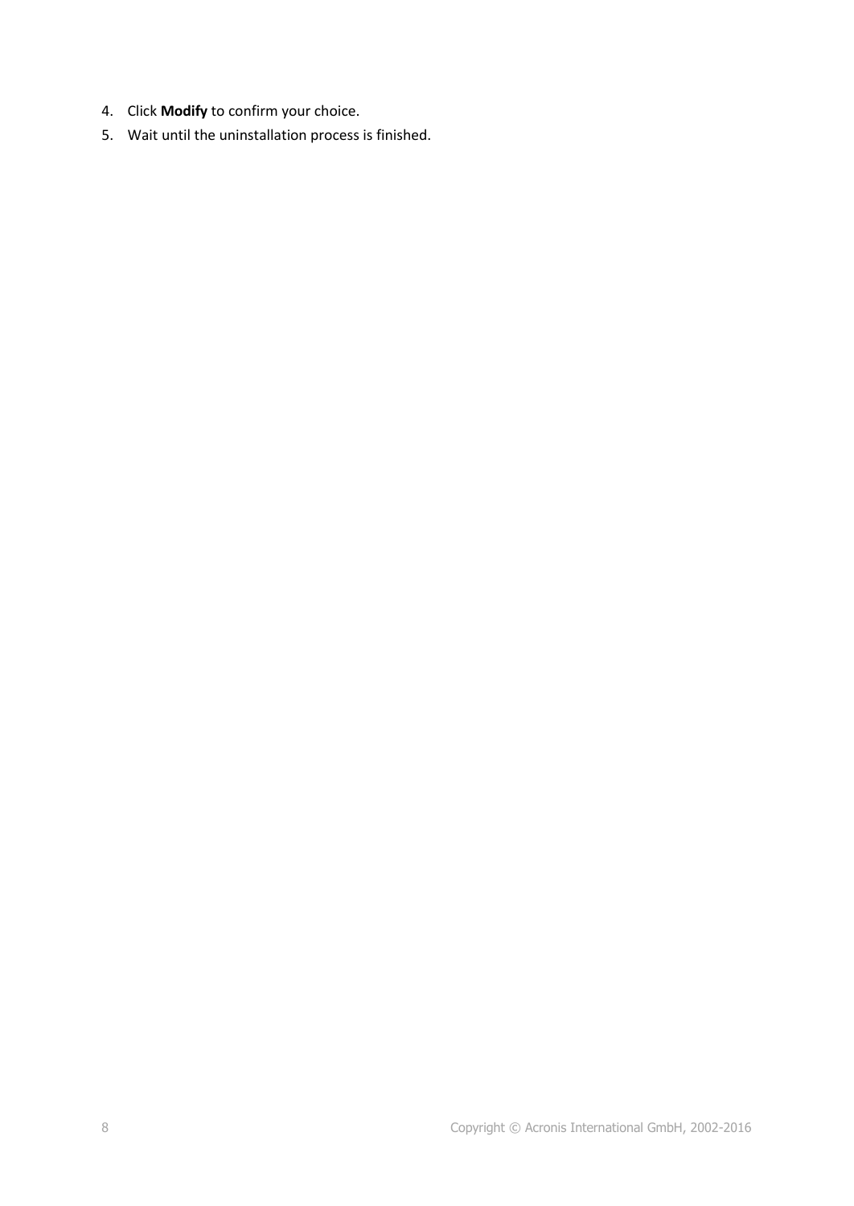4. Click **Modify** to confirm your choice.
5. Wait until the uninstallation process is finished.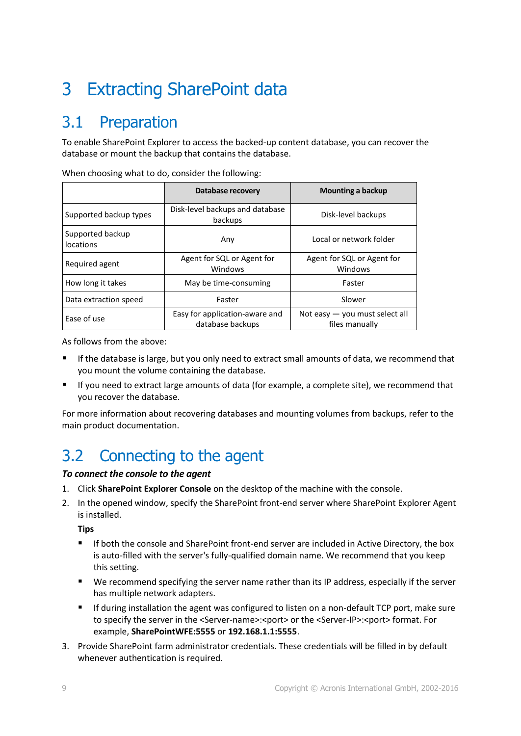# 3 Extracting SharePoint data

## 3.1 Preparation

To enable SharePoint Explorer to access the backed-up content database, you can recover the database or mount the backup that contains the database.

When choosing what to do, consider the following:

| | Database recovery | Mounting a backup |
|---|---|---|
| Supported backup types | Disk-level backups and database backups | Disk-level backups |
| Supported backup locations | Any | Local or network folder |
| Required agent | Agent for SQL or Agent for Windows | Agent for SQL or Agent for Windows |
| How long it takes | May be time-consuming | Faster |
| Data extraction speed | Faster | Slower |
| Ease of use | Easy for application-aware and database backups | Not easy — you must select all files manually |

As follows from the above:

- If the database is large, but you only need to extract small amounts of data, we recommend that you mount the volume containing the database.
- If you need to extract large amounts of data (for example, a complete site), we recommend that you recover the database.

For more information about recovering databases and mounting volumes from backups, refer to the main product documentation.

## 3.2 Connecting to the agent

***To connect the console to the agent***

1. Click **SharePoint Explorer Console** on the desktop of the machine with the console.
2. In the opened window, specify the SharePoint front-end server where SharePoint Explorer Agent is installed.

   **Tips**

   - If both the console and SharePoint front-end server are included in Active Directory, the box is auto-filled with the server's fully-qualified domain name. We recommend that you keep this setting.
   - We recommend specifying the server name rather than its IP address, especially if the server has multiple network adapters.
   - If during installation the agent was configured to listen on a non-default TCP port, make sure to specify the server in the <Server-name>:<port> or the <Server-IP>:<port> format. For example, **SharePointWFE:5555** or **192.168.1.1:5555**.
3. Provide SharePoint farm administrator credentials. These credentials will be filled in by default whenever authentication is required.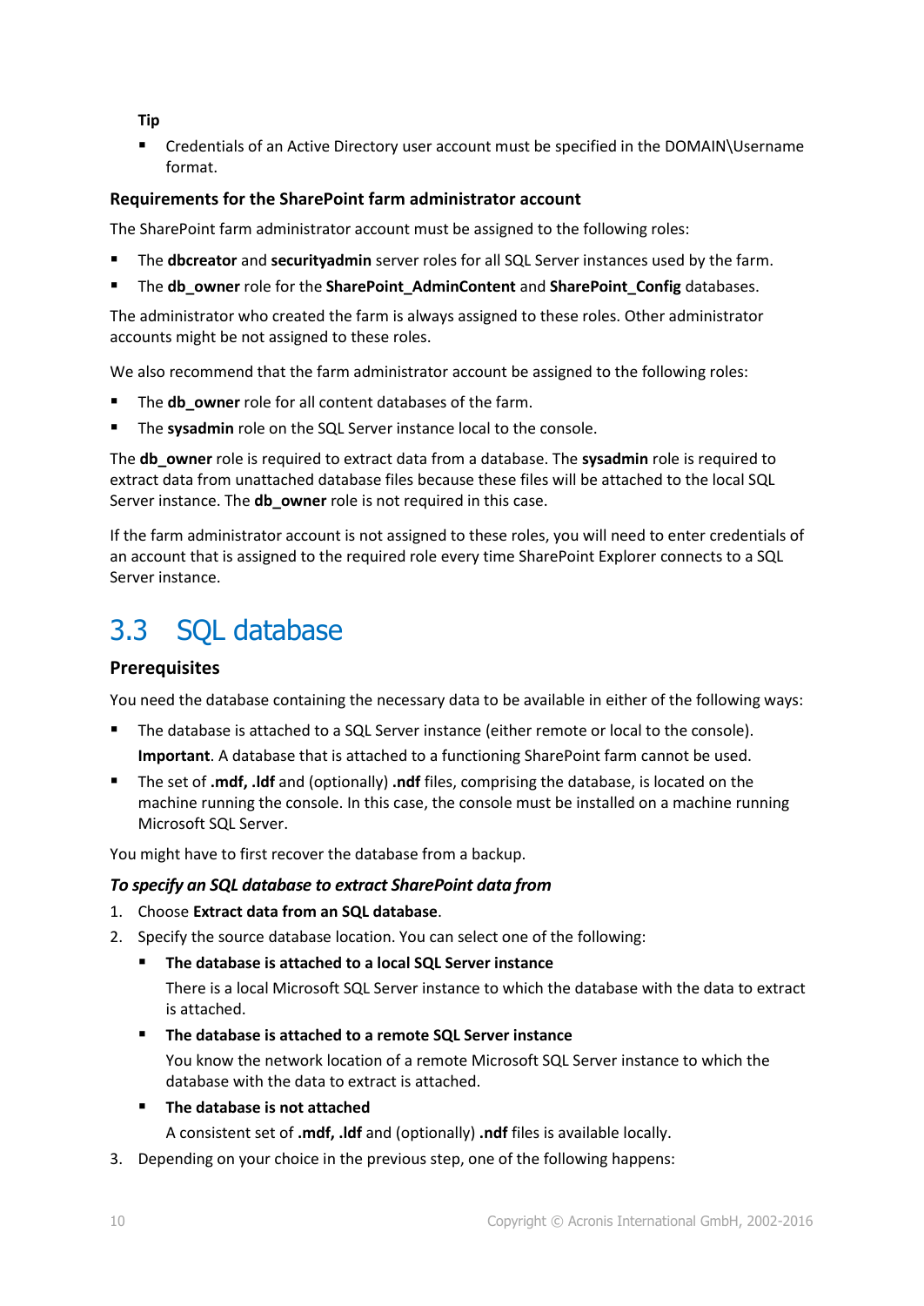**Tip**

- Credentials of an Active Directory user account must be specified in the DOMAIN\Username format.

### Requirements for the SharePoint farm administrator account

The SharePoint farm administrator account must be assigned to the following roles:

- The **dbcreator** and **securityadmin** server roles for all SQL Server instances used by the farm.
- The **db_owner** role for the **SharePoint_AdminContent** and **SharePoint_Config** databases.

The administrator who created the farm is always assigned to these roles. Other administrator accounts might be not assigned to these roles.

We also recommend that the farm administrator account be assigned to the following roles:

- The **db_owner** role for all content databases of the farm.
- The **sysadmin** role on the SQL Server instance local to the console.

The **db_owner** role is required to extract data from a database. The **sysadmin** role is required to extract data from unattached database files because these files will be attached to the local SQL Server instance. The **db_owner** role is not required in this case.

If the farm administrator account is not assigned to these roles, you will need to enter credentials of an account that is assigned to the required role every time SharePoint Explorer connects to a SQL Server instance.

# 3.3 SQL database

### Prerequisites

You need the database containing the necessary data to be available in either of the following ways:

- The database is attached to a SQL Server instance (either remote or local to the console).

  **Important**. A database that is attached to a functioning SharePoint farm cannot be used.
- The set of **.mdf, .ldf** and (optionally) **.ndf** files, comprising the database, is located on the machine running the console. In this case, the console must be installed on a machine running Microsoft SQL Server.

You might have to first recover the database from a backup.

#### *To specify an SQL database to extract SharePoint data from*

1. Choose **Extract data from an SQL database**.
2. Specify the source database location. You can select one of the following:
   - **The database is attached to a local SQL Server instance**

     There is a local Microsoft SQL Server instance to which the database with the data to extract is attached.
   - **The database is attached to a remote SQL Server instance**

     You know the network location of a remote Microsoft SQL Server instance to which the database with the data to extract is attached.
   - **The database is not attached**

     A consistent set of **.mdf, .ldf** and (optionally) **.ndf** files is available locally.
3. Depending on your choice in the previous step, one of the following happens: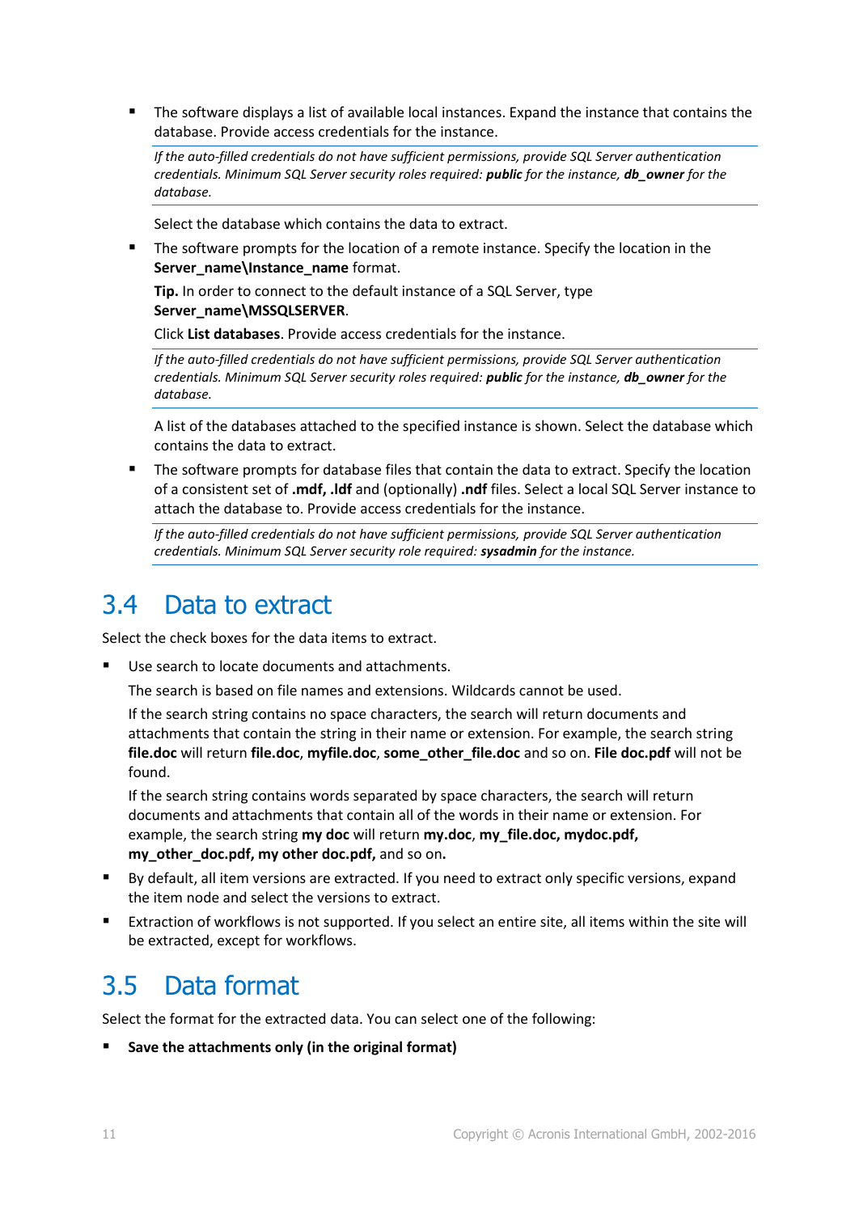- The software displays a list of available local instances. Expand the instance that contains the database. Provide access credentials for the instance.

  *If the auto-filled credentials do not have sufficient permissions, provide SQL Server authentication credentials. Minimum SQL Server security roles required:* ***public*** *for the instance,* ***db_owner*** *for the database.*

  Select the database which contains the data to extract.

- The software prompts for the location of a remote instance. Specify the location in the **Server_name\Instance_name** format.

  **Tip.** In order to connect to the default instance of a SQL Server, type **Server_name\MSSQLSERVER**.

  Click **List databases**. Provide access credentials for the instance.

  *If the auto-filled credentials do not have sufficient permissions, provide SQL Server authentication credentials. Minimum SQL Server security roles required:* ***public*** *for the instance,* ***db_owner*** *for the database.*

  A list of the databases attached to the specified instance is shown. Select the database which contains the data to extract.

- The software prompts for database files that contain the data to extract. Specify the location of a consistent set of **.mdf, .ldf** and (optionally) **.ndf** files. Select a local SQL Server instance to attach the database to. Provide access credentials for the instance.

  *If the auto-filled credentials do not have sufficient permissions, provide SQL Server authentication credentials. Minimum SQL Server security role required:* ***sysadmin*** *for the instance.*

## 3.4 Data to extract

Select the check boxes for the data items to extract.

- Use search to locate documents and attachments.

  The search is based on file names and extensions. Wildcards cannot be used.

  If the search string contains no space characters, the search will return documents and attachments that contain the string in their name or extension. For example, the search string **file.doc** will return **file.doc**, **myfile.doc**, **some_other_file.doc** and so on. **File doc.pdf** will not be found.

  If the search string contains words separated by space characters, the search will return documents and attachments that contain all of the words in their name or extension. For example, the search string **my doc** will return **my.doc**, **my_file.doc, mydoc.pdf, my_other_doc.pdf, my other doc.pdf,** and so on**.**

- By default, all item versions are extracted. If you need to extract only specific versions, expand the item node and select the versions to extract.
- Extraction of workflows is not supported. If you select an entire site, all items within the site will be extracted, except for workflows.

## 3.5 Data format

Select the format for the extracted data. You can select one of the following:

- **Save the attachments only (in the original format)**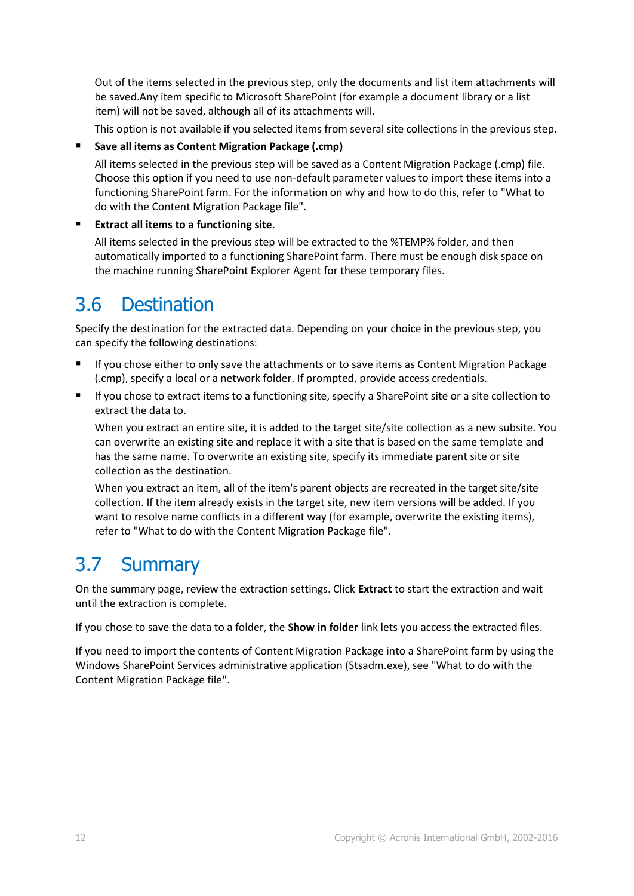Out of the items selected in the previous step, only the documents and list item attachments will be saved.Any item specific to Microsoft SharePoint (for example a document library or a list item) will not be saved, although all of its attachments will.

This option is not available if you selected items from several site collections in the previous step.

- **Save all items as Content Migration Package (.cmp)**

  All items selected in the previous step will be saved as a Content Migration Package (.cmp) file. Choose this option if you need to use non-default parameter values to import these items into a functioning SharePoint farm. For the information on why and how to do this, refer to "What to do with the Content Migration Package file".

- **Extract all items to a functioning site**.

  All items selected in the previous step will be extracted to the %TEMP% folder, and then automatically imported to a functioning SharePoint farm. There must be enough disk space on the machine running SharePoint Explorer Agent for these temporary files.

## 3.6 Destination

Specify the destination for the extracted data. Depending on your choice in the previous step, you can specify the following destinations:

- If you chose either to only save the attachments or to save items as Content Migration Package (.cmp), specify a local or a network folder. If prompted, provide access credentials.
- If you chose to extract items to a functioning site, specify a SharePoint site or a site collection to extract the data to.

  When you extract an entire site, it is added to the target site/site collection as a new subsite. You can overwrite an existing site and replace it with a site that is based on the same template and has the same name. To overwrite an existing site, specify its immediate parent site or site collection as the destination.

  When you extract an item, all of the item's parent objects are recreated in the target site/site collection. If the item already exists in the target site, new item versions will be added. If you want to resolve name conflicts in a different way (for example, overwrite the existing items), refer to "What to do with the Content Migration Package file".

## 3.7 Summary

On the summary page, review the extraction settings. Click **Extract** to start the extraction and wait until the extraction is complete.

If you chose to save the data to a folder, the **Show in folder** link lets you access the extracted files.

If you need to import the contents of Content Migration Package into a SharePoint farm by using the Windows SharePoint Services administrative application (Stsadm.exe), see "What to do with the Content Migration Package file".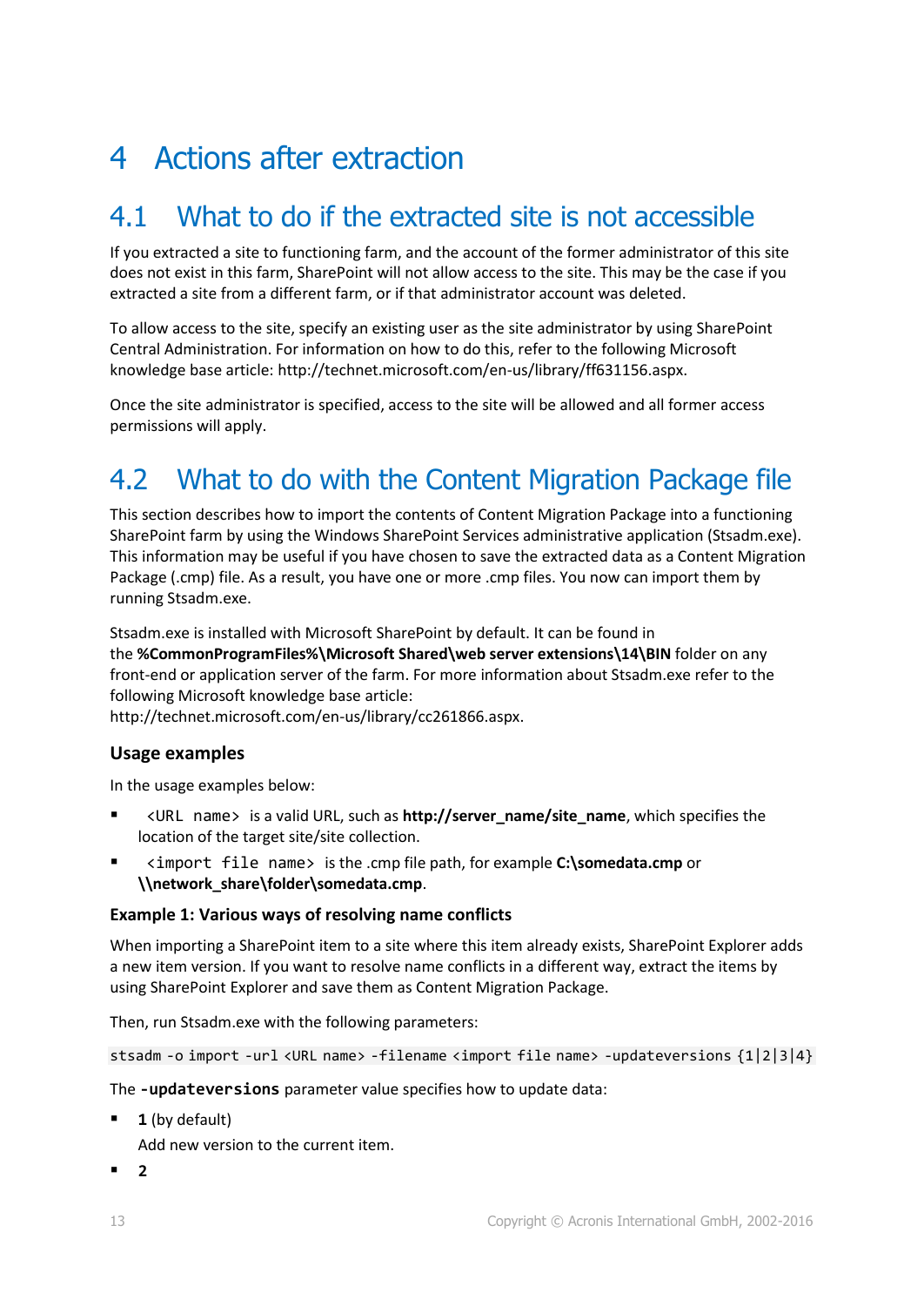# 4 Actions after extraction

## 4.1 What to do if the extracted site is not accessible

If you extracted a site to functioning farm, and the account of the former administrator of this site does not exist in this farm, SharePoint will not allow access to the site. This may be the case if you extracted a site from a different farm, or if that administrator account was deleted.

To allow access to the site, specify an existing user as the site administrator by using SharePoint Central Administration. For information on how to do this, refer to the following Microsoft knowledge base article: http://technet.microsoft.com/en-us/library/ff631156.aspx.

Once the site administrator is specified, access to the site will be allowed and all former access permissions will apply.

## 4.2 What to do with the Content Migration Package file

This section describes how to import the contents of Content Migration Package into a functioning SharePoint farm by using the Windows SharePoint Services administrative application (Stsadm.exe). This information may be useful if you have chosen to save the extracted data as a Content Migration Package (.cmp) file. As a result, you have one or more .cmp files. You now can import them by running Stsadm.exe.

Stsadm.exe is installed with Microsoft SharePoint by default. It can be found in the **%CommonProgramFiles%\Microsoft Shared\web server extensions\14\BIN** folder on any front-end or application server of the farm. For more information about Stsadm.exe refer to the following Microsoft knowledge base article: http://technet.microsoft.com/en-us/library/cc261866.aspx.

### Usage examples

In the usage examples below:

- `<URL name>` is a valid URL, such as **http://server_name/site_name**, which specifies the location of the target site/site collection.
- `<import file name>` is the .cmp file path, for example **C:\somedata.cmp** or **\\network_share\folder\somedata.cmp**.

#### Example 1: Various ways of resolving name conflicts

When importing a SharePoint item to a site where this item already exists, SharePoint Explorer adds a new item version. If you want to resolve name conflicts in a different way, extract the items by using SharePoint Explorer and save them as Content Migration Package.

Then, run Stsadm.exe with the following parameters:

```
stsadm -o import -url <URL name> -filename <import file name> -updateversions {1|2|3|4}
```

The **`-updateversions`** parameter value specifies how to update data:

- **1** (by default)

  Add new version to the current item.

- **2**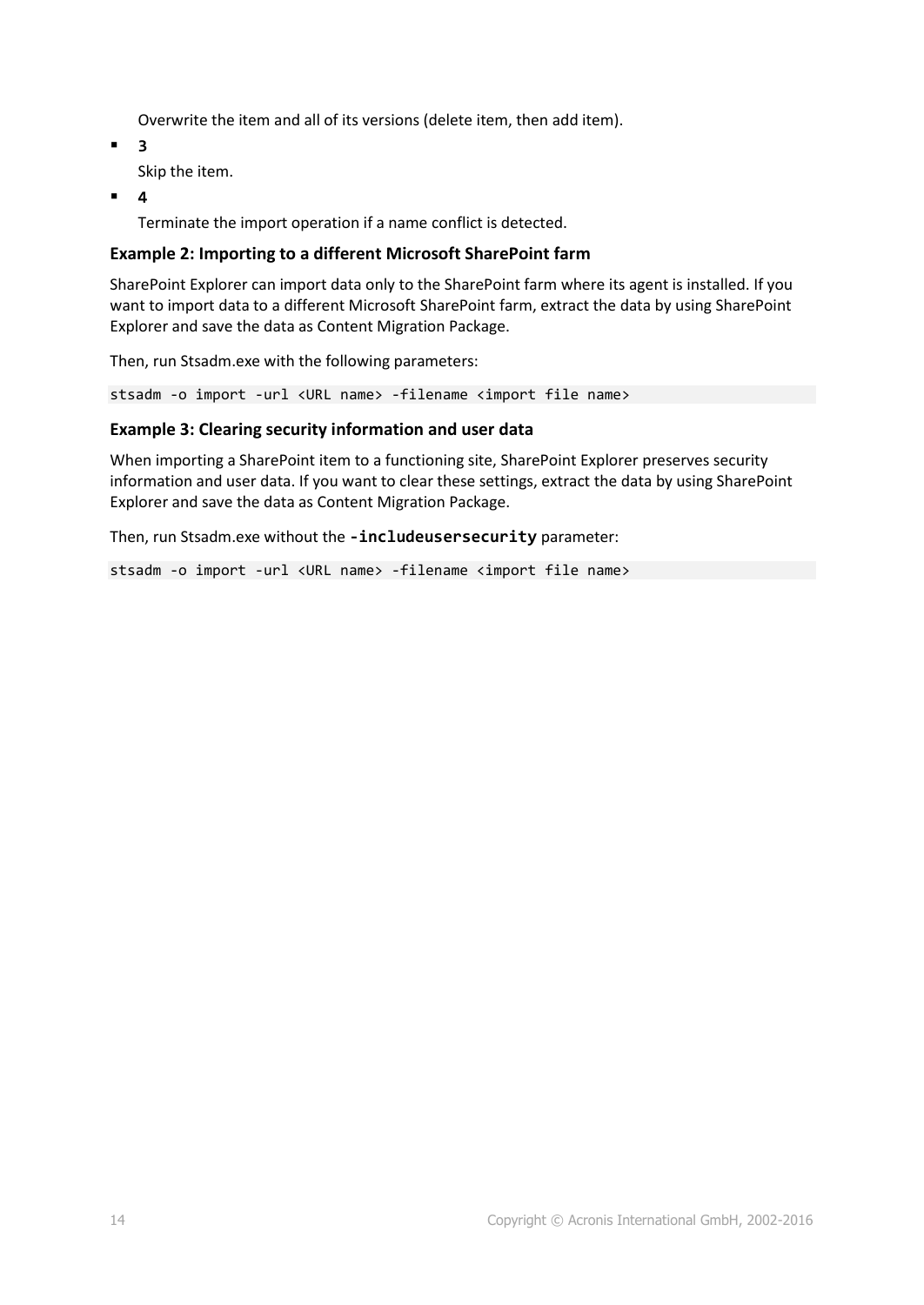Overwrite the item and all of its versions (delete item, then add item).

- **3**

  Skip the item.

- **4**

  Terminate the import operation if a name conflict is detected.

### Example 2: Importing to a different Microsoft SharePoint farm

SharePoint Explorer can import data only to the SharePoint farm where its agent is installed. If you want to import data to a different Microsoft SharePoint farm, extract the data by using SharePoint Explorer and save the data as Content Migration Package.

Then, run Stsadm.exe with the following parameters:

```
stsadm -o import -url <URL name> -filename <import file name>
```

### Example 3: Clearing security information and user data

When importing a SharePoint item to a functioning site, SharePoint Explorer preserves security information and user data. If you want to clear these settings, extract the data by using SharePoint Explorer and save the data as Content Migration Package.

Then, run Stsadm.exe without the **`-includeusersecurity`** parameter:

```
stsadm -o import -url <URL name> -filename <import file name>
```